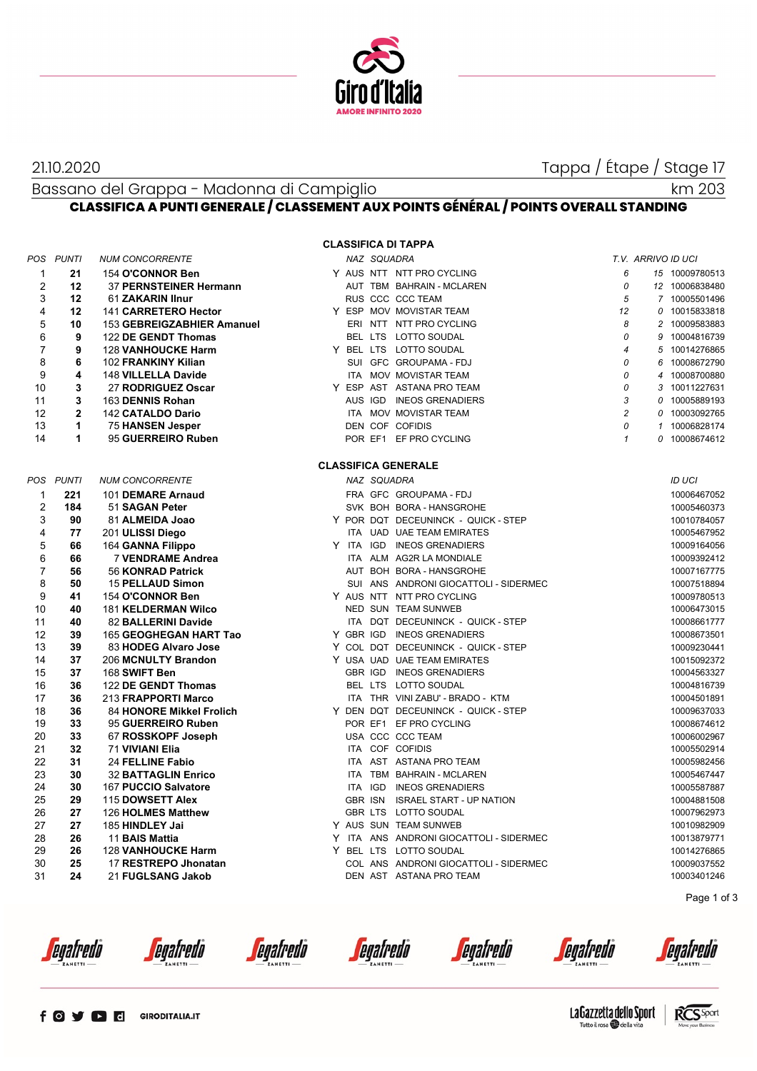21.10.2020

Tappa / Étape / Stage 17

Bassano del Grappa - Madonna di Campiglio

km 203

## CLASSIFICA A PUNTI GENERALE / CLASSEMENT AUX POINTS GÉNÉRAL / POINTS OVERALL STANDING

### CLASSIFICA DI TAPPA

| POS | PUNTI | NUM CONCORRENTE | | NAZ | SQUADRA | | T.V. | ARRIVO | ID UCI |
|---|---|---|---|---|---|---|---|---|---|
| 1 | **21** | 154 **O'CONNOR Ben** | Y | AUS | NTT | NTT PRO CYCLING | 6 | 15 | 10009780513 |
| 2 | **12** | 37 **PERNSTEINER Hermann** | | AUT | TBM | BAHRAIN - MCLAREN | 0 | 12 | 10006838480 |
| 3 | **12** | 61 **ZAKARIN Ilnur** | | RUS | CCC | CCC TEAM | 5 | 7 | 10005501496 |
| 4 | **12** | 141 **CARRETERO Hector** | Y | ESP | MOV | MOVISTAR TEAM | 12 | 0 | 10015833818 |
| 5 | **10** | 153 **GEBREIGZABHIER Amanuel** | | ERI | NTT | NTT PRO CYCLING | 8 | 2 | 10009583883 |
| 6 | **9** | 122 **DE GENDT Thomas** | | BEL | LTS | LOTTO SOUDAL | 0 | 9 | 10004816739 |
| 7 | **9** | 128 **VANHOUCKE Harm** | Y | BEL | LTS | LOTTO SOUDAL | 4 | 5 | 10014276865 |
| 8 | **6** | 102 **FRANKINY Kilian** | | SUI | GFC | GROUPAMA - FDJ | 0 | 6 | 10008672790 |
| 9 | **4** | 148 **VILLELLA Davide** | | ITA | MOV | MOVISTAR TEAM | 0 | 4 | 10008700880 |
| 10 | **3** | 27 **RODRIGUEZ Oscar** | Y | ESP | AST | ASTANA PRO TEAM | 0 | 3 | 10011227631 |
| 11 | **3** | 163 **DENNIS Rohan** | | AUS | IGD | INEOS GRENADIERS | 3 | 0 | 10005889193 |
| 12 | **2** | 142 **CATALDO Dario** | | ITA | MOV | MOVISTAR TEAM | 2 | 0 | 10003092765 |
| 13 | **1** | 75 **HANSEN Jesper** | | DEN | COF | COFIDIS | 0 | 1 | 10006828174 |
| 14 | **1** | 95 **GUERREIRO Ruben** | | POR | EF1 | EF PRO CYCLING | 1 | 0 | 10008674612 |

### CLASSIFICA GENERALE

| POS | PUNTI | NUM CONCORRENTE | | NAZ | SQUADRA | | ID UCI |
|---|---|---|---|---|---|---|---|
| 1 | **221** | 101 **DEMARE Arnaud** | | FRA | GFC | GROUPAMA - FDJ | 10006467052 |
| 2 | **184** | 51 **SAGAN Peter** | | SVK | BOH | BORA - HANSGROHE | 10005460373 |
| 3 | **90** | 81 **ALMEIDA Joao** | Y | POR | DQT | DECEUNINCK - QUICK - STEP | 10010784057 |
| 4 | **77** | 201 **ULISSI Diego** | | ITA | UAD | UAE TEAM EMIRATES | 10005467952 |
| 5 | **66** | 164 **GANNA Filippo** | Y | ITA | IGD | INEOS GRENADIERS | 10009164056 |
| 6 | **66** | 7 **VENDRAME Andrea** | | ITA | ALM | AG2R LA MONDIALE | 10009392412 |
| 7 | **56** | 56 **KONRAD Patrick** | | AUT | BOH | BORA - HANSGROHE | 10007167775 |
| 8 | **50** | 15 **PELLAUD Simon** | | SUI | ANS | ANDRONI GIOCATTOLI - SIDERMEC | 10007518894 |
| 9 | **41** | 154 **O'CONNOR Ben** | Y | AUS | NTT | NTT PRO CYCLING | 10009780513 |
| 10 | **40** | 181 **KELDERMAN Wilco** | | NED | SUN | TEAM SUNWEB | 10006473015 |
| 11 | **40** | 82 **BALLERINI Davide** | | ITA | DQT | DECEUNINCK - QUICK - STEP | 10008661777 |
| 12 | **39** | 165 **GEOGHEGAN HART Tao** | Y | GBR | IGD | INEOS GRENADIERS | 10008673501 |
| 13 | **39** | 83 **HODEG Alvaro Jose** | Y | COL | DQT | DECEUNINCK - QUICK - STEP | 10009230441 |
| 14 | **37** | 206 **MCNULTY Brandon** | Y | USA | UAD | UAE TEAM EMIRATES | 10015092372 |
| 15 | **37** | 168 **SWIFT Ben** | | GBR | IGD | INEOS GRENADIERS | 10004563327 |
| 16 | **36** | 122 **DE GENDT Thomas** | | BEL | LTS | LOTTO SOUDAL | 10004816739 |
| 17 | **36** | 213 **FRAPPORTI Marco** | | ITA | THR | VINI ZABU' - BRADO - KTM | 10004501891 |
| 18 | **36** | 84 **HONORE Mikkel Frolich** | Y | DEN | DQT | DECEUNINCK - QUICK - STEP | 10009637033 |
| 19 | **33** | 95 **GUERREIRO Ruben** | | POR | EF1 | EF PRO CYCLING | 10008674612 |
| 20 | **33** | 67 **ROSSKOPF Joseph** | | USA | CCC | CCC TEAM | 10006002967 |
| 21 | **32** | 71 **VIVIANI Elia** | | ITA | COF | COFIDIS | 10005502914 |
| 22 | **31** | 24 **FELLINE Fabio** | | ITA | AST | ASTANA PRO TEAM | 10005982456 |
| 23 | **30** | 32 **BATTAGLIN Enrico** | | ITA | TBM | BAHRAIN - MCLAREN | 10005467447 |
| 24 | **30** | 167 **PUCCIO Salvatore** | | ITA | IGD | INEOS GRENADIERS | 10005587887 |
| 25 | **29** | 115 **DOWSETT Alex** | | GBR | ISN | ISRAEL START - UP NATION | 10004881508 |
| 26 | **27** | 126 **HOLMES Matthew** | | GBR | LTS | LOTTO SOUDAL | 10007962973 |
| 27 | **27** | 185 **HINDLEY Jai** | Y | AUS | SUN | TEAM SUNWEB | 10010982909 |
| 28 | **26** | 11 **BAIS Mattia** | Y | ITA | ANS | ANDRONI GIOCATTOLI - SIDERMEC | 10013879771 |
| 29 | **26** | 128 **VANHOUCKE Harm** | Y | BEL | LTS | LOTTO SOUDAL | 10014276865 |
| 30 | **25** | 17 **RESTREPO Jhonatan** | | COL | ANS | ANDRONI GIOCATTOLI - SIDERMEC | 10009037552 |
| 31 | **24** | 21 **FUGLSANG Jakob** | | DEN | AST | ASTANA PRO TEAM | 10003401246 |

GIRODITALIA.IT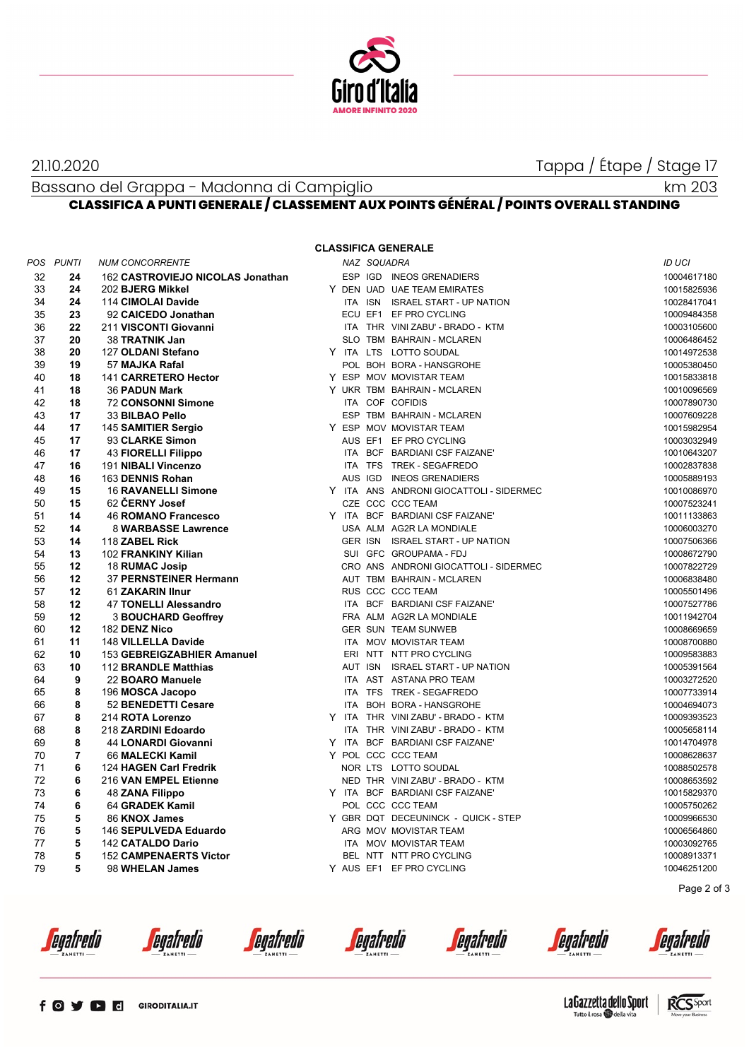21.10.2020

Tappa / Étape / Stage 17

Bassano del Grappa - Madonna di Campiglio

km 203

## CLASSIFICA A PUNTI GENERALE / CLASSEMENT AUX POINTS GÉNÉRAL / POINTS OVERALL STANDING

### CLASSIFICA GENERALE

| POS | PUNTI | NUM CONCORRENTE | | NAZ | SQUADRA | | ID UCI |
|---|---|---|---|---|---|---|---|
| 32 | **24** | 162 **CASTROVIEJO NICOLAS Jonathan** | | ESP | IGD | INEOS GRENADIERS | 10004617180 |
| 33 | **24** | 202 **BJERG Mikkel** | Y | DEN | UAD | UAE TEAM EMIRATES | 10015825936 |
| 34 | **24** | 114 **CIMOLAI Davide** | | ITA | ISN | ISRAEL START - UP NATION | 10028417041 |
| 35 | **23** | 92 **CAICEDO Jonathan** | | ECU | EF1 | EF PRO CYCLING | 10009484358 |
| 36 | **22** | 211 **VISCONTI Giovanni** | | ITA | THR | VINI ZABU' - BRADO - KTM | 10003105600 |
| 37 | **20** | 38 **TRATNIK Jan** | | SLO | TBM | BAHRAIN - MCLAREN | 10006486452 |
| 38 | **20** | 127 **OLDANI Stefano** | Y | ITA | LTS | LOTTO SOUDAL | 10014972538 |
| 39 | **19** | 57 **MAJKA Rafal** | | POL | BOH | BORA - HANSGROHE | 10005380450 |
| 40 | **18** | 141 **CARRETERO Hector** | Y | ESP | MOV | MOVISTAR TEAM | 10015833818 |
| 41 | **18** | 36 **PADUN Mark** | Y | UKR | TBM | BAHRAIN - MCLAREN | 10010096569 |
| 42 | **18** | 72 **CONSONNI Simone** | | ITA | COF | COFIDIS | 10007890730 |
| 43 | **17** | 33 **BILBAO Pello** | | ESP | TBM | BAHRAIN - MCLAREN | 10007609228 |
| 44 | **17** | 145 **SAMITIER Sergio** | Y | ESP | MOV | MOVISTAR TEAM | 10015982954 |
| 45 | **17** | 93 **CLARKE Simon** | | AUS | EF1 | EF PRO CYCLING | 10003032949 |
| 46 | **17** | 43 **FIORELLI Filippo** | | ITA | BCF | BARDIANI CSF FAIZANE' | 10010643207 |
| 47 | **16** | 191 **NIBALI Vincenzo** | | ITA | TFS | TREK - SEGAFREDO | 10002837838 |
| 48 | **16** | 163 **DENNIS Rohan** | | AUS | IGD | INEOS GRENADIERS | 10005889193 |
| 49 | **15** | 16 **RAVANELLI Simone** | Y | ITA | ANS | ANDRONI GIOCATTOLI - SIDERMEC | 10010086970 |
| 50 | **15** | 62 **ČERNY Josef** | | CZE | CCC | CCC TEAM | 10007523241 |
| 51 | **14** | 46 **ROMANO Francesco** | Y | ITA | BCF | BARDIANI CSF FAIZANE' | 10011133863 |
| 52 | **14** | 8 **WARBASSE Lawrence** | | USA | ALM | AG2R LA MONDIALE | 10006003270 |
| 53 | **14** | 118 **ZABEL Rick** | | GER | ISN | ISRAEL START - UP NATION | 10007506366 |
| 54 | **13** | 102 **FRANKINY Kilian** | | SUI | GFC | GROUPAMA - FDJ | 10008672790 |
| 55 | **12** | 18 **RUMAC Josip** | | CRO | ANS | ANDRONI GIOCATTOLI - SIDERMEC | 10007822729 |
| 56 | **12** | 37 **PERNSTEINER Hermann** | | AUT | TBM | BAHRAIN - MCLAREN | 10006838480 |
| 57 | **12** | 61 **ZAKARIN Ilnur** | | RUS | CCC | CCC TEAM | 10005501496 |
| 58 | **12** | 47 **TONELLI Alessandro** | | ITA | BCF | BARDIANI CSF FAIZANE' | 10007527786 |
| 59 | **12** | 3 **BOUCHARD Geoffrey** | | FRA | ALM | AG2R LA MONDIALE | 10011942704 |
| 60 | **12** | 182 **DENZ Nico** | | GER | SUN | TEAM SUNWEB | 10008669659 |
| 61 | **11** | 148 **VILLELLA Davide** | | ITA | MOV | MOVISTAR TEAM | 10008700880 |
| 62 | **10** | 153 **GEBREIGZABHIER Amanuel** | | ERI | NTT | NTT PRO CYCLING | 10009583883 |
| 63 | **10** | 112 **BRANDLE Matthias** | | AUT | ISN | ISRAEL START - UP NATION | 10005391564 |
| 64 | **9** | 22 **BOARO Manuele** | | ITA | AST | ASTANA PRO TEAM | 10003272520 |
| 65 | **8** | 196 **MOSCA Jacopo** | | ITA | TFS | TREK - SEGAFREDO | 10007733914 |
| 66 | **8** | 52 **BENEDETTI Cesare** | | ITA | BOH | BORA - HANSGROHE | 10004694073 |
| 67 | **8** | 214 **ROTA Lorenzo** | Y | ITA | THR | VINI ZABU' - BRADO - KTM | 10009393523 |
| 68 | **8** | 218 **ZARDINI Edoardo** | | ITA | THR | VINI ZABU' - BRADO - KTM | 10005658114 |
| 69 | **8** | 44 **LONARDI Giovanni** | Y | ITA | BCF | BARDIANI CSF FAIZANE' | 10014704978 |
| 70 | **7** | 66 **MALECKI Kamil** | Y | POL | CCC | CCC TEAM | 10008628637 |
| 71 | **6** | 124 **HAGEN Carl Fredrik** | | NOR | LTS | LOTTO SOUDAL | 10088502578 |
| 72 | **6** | 216 **VAN EMPEL Etienne** | | NED | THR | VINI ZABU' - BRADO - KTM | 10008653592 |
| 73 | **6** | 48 **ZANA Filippo** | Y | ITA | BCF | BARDIANI CSF FAIZANE' | 10015829370 |
| 74 | **6** | 64 **GRADEK Kamil** | | POL | CCC | CCC TEAM | 10005750262 |
| 75 | **5** | 86 **KNOX James** | Y | GBR | DQT | DECEUNINCK - QUICK - STEP | 10009966530 |
| 76 | **5** | 146 **SEPULVEDA Eduardo** | | ARG | MOV | MOVISTAR TEAM | 10006564860 |
| 77 | **5** | 142 **CATALDO Dario** | | ITA | MOV | MOVISTAR TEAM | 10003092765 |
| 78 | **5** | 152 **CAMPENAERTS Victor** | | BEL | NTT | NTT PRO CYCLING | 10008913371 |
| 79 | **5** | 98 **WHELAN James** | Y | AUS | EF1 | EF PRO CYCLING | 10046251200 |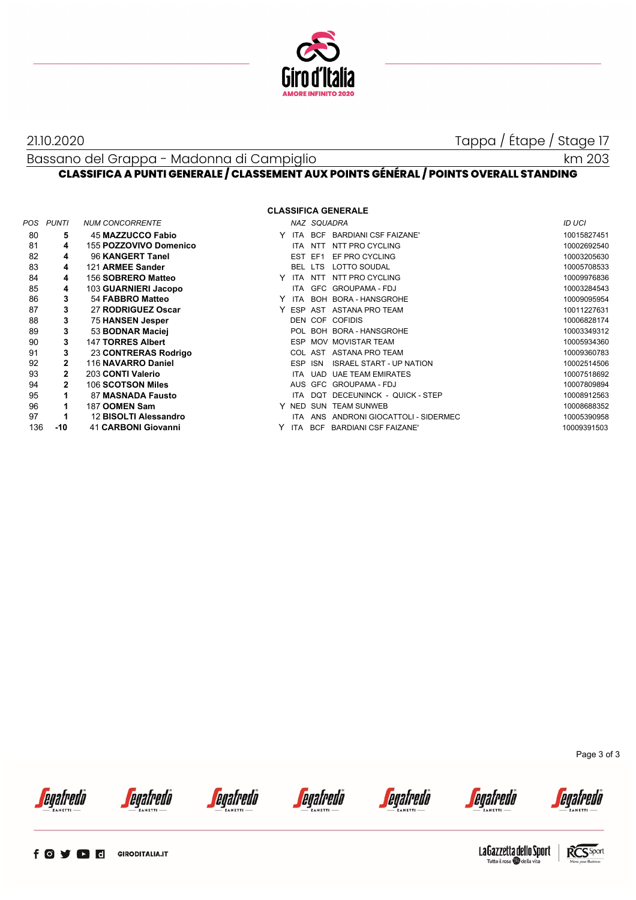21.10.2020

Tappa / Étape / Stage 17

Bassano del Grappa - Madonna di Campiglio

km 203

## CLASSIFICA A PUNTI GENERALE / CLASSEMENT AUX POINTS GÉNÉRAL / POINTS OVERALL STANDING

### CLASSIFICA GENERALE

| POS | PUNTI | NUM | CONCORRENTE | | NAZ | SQUADRA | | ID UCI |
|---|---|---|---|---|---|---|---|---|
| 80 | **5** | 45 | **MAZZUCCO Fabio** | Y | ITA | BCF | BARDIANI CSF FAIZANE' | 10015827451 |
| 81 | **4** | 155 | **POZZOVIVO Domenico** | | ITA | NTT | NTT PRO CYCLING | 10002692540 |
| 82 | **4** | 96 | **KANGERT Tanel** | | EST | EF1 | EF PRO CYCLING | 10003205630 |
| 83 | **4** | 121 | **ARMEE Sander** | | BEL | LTS | LOTTO SOUDAL | 10005708533 |
| 84 | **4** | 156 | **SOBRERO Matteo** | Y | ITA | NTT | NTT PRO CYCLING | 10009976836 |
| 85 | **4** | 103 | **GUARNIERI Jacopo** | | ITA | GFC | GROUPAMA - FDJ | 10003284543 |
| 86 | **3** | 54 | **FABBRO Matteo** | Y | ITA | BOH | BORA - HANSGROHE | 10009095954 |
| 87 | **3** | 27 | **RODRIGUEZ Oscar** | Y | ESP | AST | ASTANA PRO TEAM | 10011227631 |
| 88 | **3** | 75 | **HANSEN Jesper** | | DEN | COF | COFIDIS | 10006828174 |
| 89 | **3** | 53 | **BODNAR Maciej** | | POL | BOH | BORA - HANSGROHE | 10003349312 |
| 90 | **3** | 147 | **TORRES Albert** | | ESP | MOV | MOVISTAR TEAM | 10005934360 |
| 91 | **3** | 23 | **CONTRERAS Rodrigo** | | COL | AST | ASTANA PRO TEAM | 10009360783 |
| 92 | **2** | 116 | **NAVARRO Daniel** | | ESP | ISN | ISRAEL START - UP NATION | 10002514506 |
| 93 | **2** | 203 | **CONTI Valerio** | | ITA | UAD | UAE TEAM EMIRATES | 10007518692 |
| 94 | **2** | 106 | **SCOTSON Miles** | | AUS | GFC | GROUPAMA - FDJ | 10007809894 |
| 95 | **1** | 87 | **MASNADA Fausto** | | ITA | DQT | DECEUNINCK - QUICK - STEP | 10008912563 |
| 96 | **1** | 187 | **OOMEN Sam** | Y | NED | SUN | TEAM SUNWEB | 10008688352 |
| 97 | **1** | 12 | **BISOLTI Alessandro** | | ITA | ANS | ANDRONI GIOCATTOLI - SIDERMEC | 10005390958 |
| 136 | **-10** | 41 | **CARBONI Giovanni** | Y | ITA | BCF | BARDIANI CSF FAIZANE' | 10009391503 |

GIRODITALIA.IT